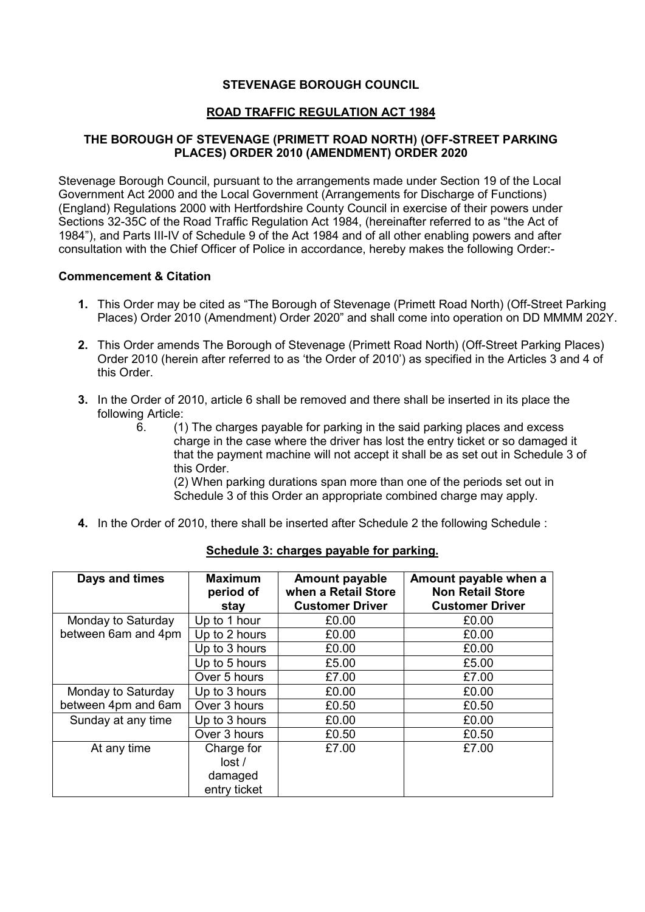# STEVENAGE BOROUGH COUNCIL

## ROAD TRAFFIC REGULATION ACT 1984

### THE BOROUGH OF STEVENAGE (PRIMETT ROAD NORTH) (OFF-STREET PARKING PLACES) ORDER 2010 (AMENDMENT) ORDER 2020

Stevenage Borough Council, pursuant to the arrangements made under Section 19 of the Local Government Act 2000 and the Local Government (Arrangements for Discharge of Functions) (England) Regulations 2000 with Hertfordshire County Council in exercise of their powers under Sections 32-35C of the Road Traffic Regulation Act 1984, (hereinafter referred to as "the Act of 1984"), and Parts III-IV of Schedule 9 of the Act 1984 and of all other enabling powers and after consultation with the Chief Officer of Police in accordance, hereby makes the following Order:-

**Commencement & Citation**

1. This Order may be cited as "The Borough of Stevenage (Primett Road North) (Off-Street Parking Places) Order 2010 (Amendment) Order 2020" and shall come into operation on DD MMMM 202Y.

2. This Order amends The Borough of Stevenage (Primett Road North) (Off-Street Parking Places) Order 2010 (herein after referred to as 'the Order of 2010') as specified in the Articles 3 and 4 of this Order.

3. In the Order of 2010, article 6 shall be removed and there shall be inserted in its place the following Article:

   6. (1) The charges payable for parking in the said parking places and excess charge in the case where the driver has lost the entry ticket or so damaged it that the payment machine will not accept it shall be as set out in Schedule 3 of this Order.

      (2) When parking durations span more than one of the periods set out in Schedule 3 of this Order an appropriate combined charge may apply.

4. In the Order of 2010, there shall be inserted after Schedule 2 the following Schedule :

**Schedule 3: charges payable for parking.**

| Days and times | Maximum period of stay | Amount payable when a Retail Store Customer Driver | Amount payable when a Non Retail Store Customer Driver |
|---|---|---|---|
| Monday to Saturday between 6am and 4pm | Up to 1 hour | £0.00 | £0.00 |
| | Up to 2 hours | £0.00 | £0.00 |
| | Up to 3 hours | £0.00 | £0.00 |
| | Up to 5 hours | £5.00 | £5.00 |
| | Over 5 hours | £7.00 | £7.00 |
| Monday to Saturday between 4pm and 6am | Up to 3 hours | £0.00 | £0.00 |
| | Over 3 hours | £0.50 | £0.50 |
| Sunday at any time | Up to 3 hours | £0.00 | £0.00 |
| | Over 3 hours | £0.50 | £0.50 |
| At any time | Charge for lost / damaged entry ticket | £7.00 | £7.00 |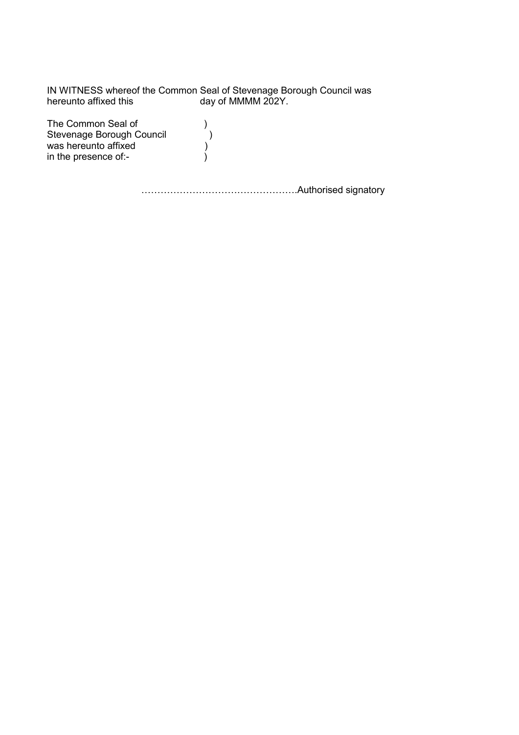IN WITNESS whereof the Common Seal of Stevenage Borough Council was hereunto affixed this day of MMMM 202Y.

The Common Seal of )
Stevenage Borough Council )
was hereunto affixed )
in the presence of:- )

………………………………………….Authorised signatory